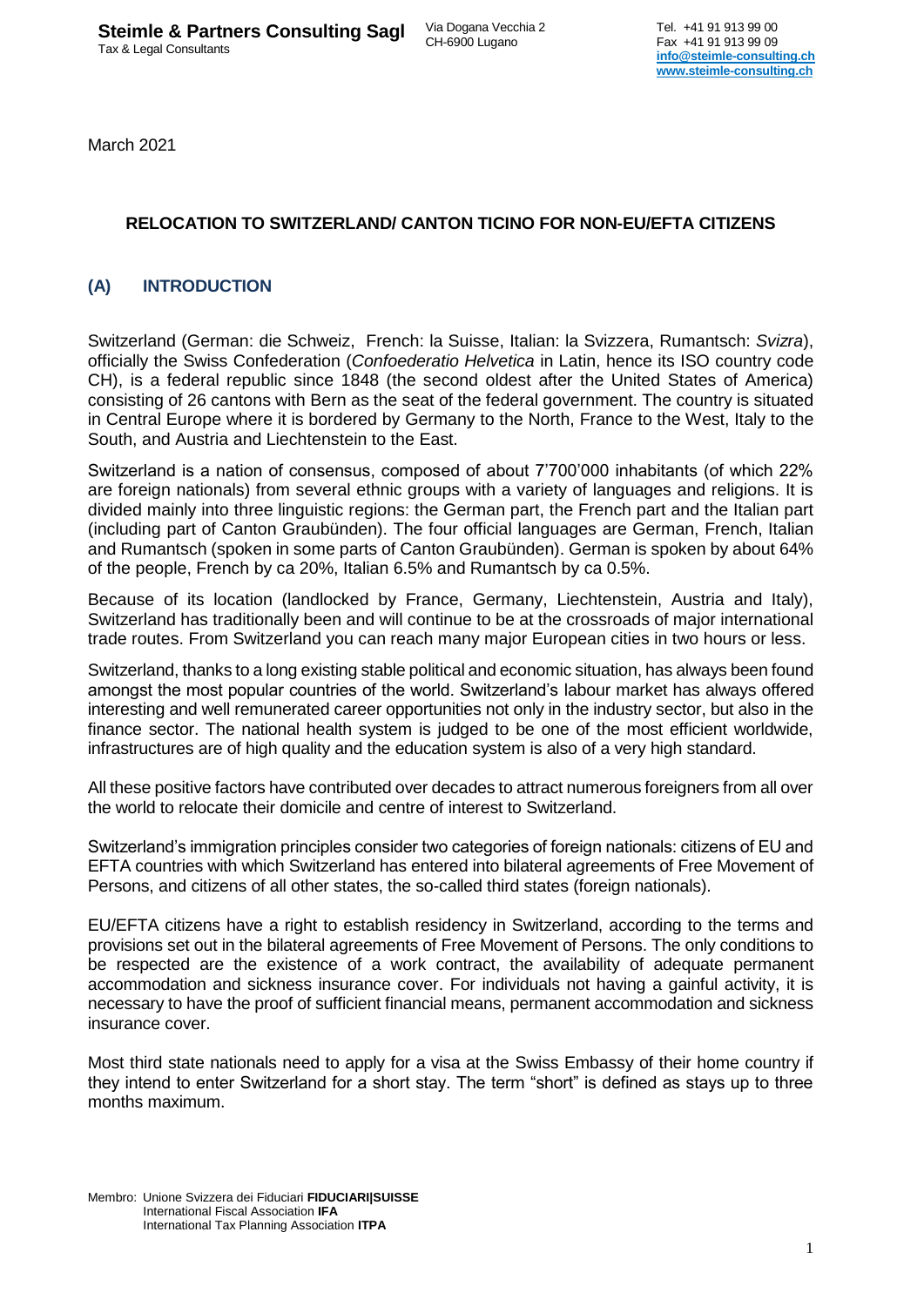March 2021

# RELOCATION TO SWITZERLAND/ CANTON TICINO FOR NON-EU/EFTA CITIZENS

## (A) INTRODUCTION

Switzerland (German: die Schweiz, French: la Suisse, Italian: la Svizzera, Rumantsch: *Svizra*), officially the Swiss Confederation (*Confoederatio Helvetica* in Latin, hence its ISO country code CH), is a federal republic since 1848 (the second oldest after the United States of America) consisting of 26 cantons with Bern as the seat of the federal government. The country is situated in Central Europe where it is bordered by Germany to the North, France to the West, Italy to the South, and Austria and Liechtenstein to the East.

Switzerland is a nation of consensus, composed of about 7'700'000 inhabitants (of which 22% are foreign nationals) from several ethnic groups with a variety of languages and religions. It is divided mainly into three linguistic regions: the German part, the French part and the Italian part (including part of Canton Graubünden). The four official languages are German, French, Italian and Rumantsch (spoken in some parts of Canton Graubünden). German is spoken by about 64% of the people, French by ca 20%, Italian 6.5% and Rumantsch by ca 0.5%.

Because of its location (landlocked by France, Germany, Liechtenstein, Austria and Italy), Switzerland has traditionally been and will continue to be at the crossroads of major international trade routes. From Switzerland you can reach many major European cities in two hours or less.

Switzerland, thanks to a long existing stable political and economic situation, has always been found amongst the most popular countries of the world. Switzerland's labour market has always offered interesting and well remunerated career opportunities not only in the industry sector, but also in the finance sector. The national health system is judged to be one of the most efficient worldwide, infrastructures are of high quality and the education system is also of a very high standard.

All these positive factors have contributed over decades to attract numerous foreigners from all over the world to relocate their domicile and centre of interest to Switzerland.

Switzerland's immigration principles consider two categories of foreign nationals: citizens of EU and EFTA countries with which Switzerland has entered into bilateral agreements of Free Movement of Persons, and citizens of all other states, the so-called third states (foreign nationals).

EU/EFTA citizens have a right to establish residency in Switzerland, according to the terms and provisions set out in the bilateral agreements of Free Movement of Persons. The only conditions to be respected are the existence of a work contract, the availability of adequate permanent accommodation and sickness insurance cover. For individuals not having a gainful activity, it is necessary to have the proof of sufficient financial means, permanent accommodation and sickness insurance cover.

Most third state nationals need to apply for a visa at the Swiss Embassy of their home country if they intend to enter Switzerland for a short stay. The term "short" is defined as stays up to three months maximum.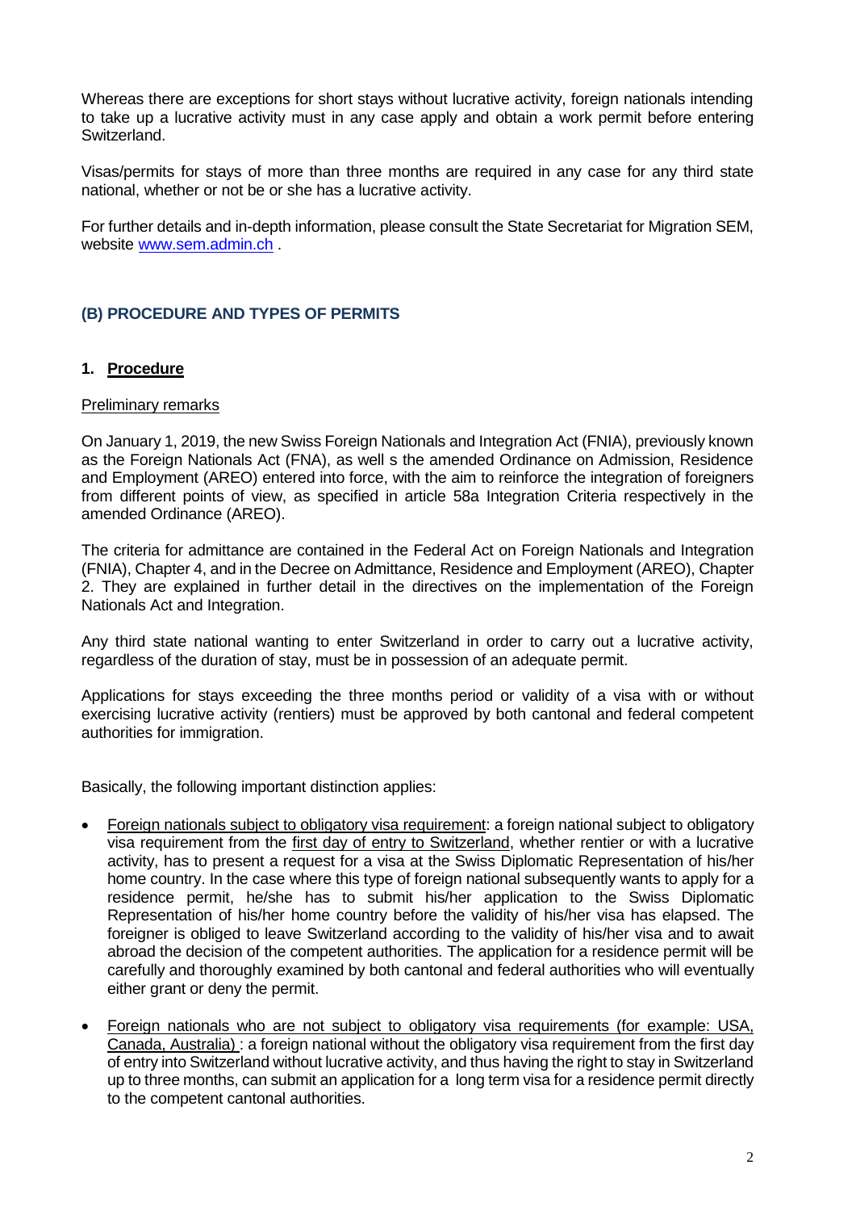Whereas there are exceptions for short stays without lucrative activity, foreign nationals intending to take up a lucrative activity must in any case apply and obtain a work permit before entering Switzerland.

Visas/permits for stays of more than three months are required in any case for any third state national, whether or not be or she has a lucrative activity.

For further details and in-depth information, please consult the State Secretariat for Migration SEM, website [www.sem.admin.ch](http://www.sem.admin.ch) .

## (B) PROCEDURE AND TYPES OF PERMITS

### 1. Procedure

Preliminary remarks

On January 1, 2019, the new Swiss Foreign Nationals and Integration Act (FNIA), previously known as the Foreign Nationals Act (FNA), as well s the amended Ordinance on Admission, Residence and Employment (AREO) entered into force, with the aim to reinforce the integration of foreigners from different points of view, as specified in article 58a Integration Criteria respectively in the amended Ordinance (AREO).

The criteria for admittance are contained in the Federal Act on Foreign Nationals and Integration (FNIA), Chapter 4, and in the Decree on Admittance, Residence and Employment (AREO), Chapter 2. They are explained in further detail in the directives on the implementation of the Foreign Nationals Act and Integration.

Any third state national wanting to enter Switzerland in order to carry out a lucrative activity, regardless of the duration of stay, must be in possession of an adequate permit.

Applications for stays exceeding the three months period or validity of a visa with or without exercising lucrative activity (rentiers) must be approved by both cantonal and federal competent authorities for immigration.

Basically, the following important distinction applies:

- Foreign nationals subject to obligatory visa requirement: a foreign national subject to obligatory visa requirement from the first day of entry to Switzerland, whether rentier or with a lucrative activity, has to present a request for a visa at the Swiss Diplomatic Representation of his/her home country. In the case where this type of foreign national subsequently wants to apply for a residence permit, he/she has to submit his/her application to the Swiss Diplomatic Representation of his/her home country before the validity of his/her visa has elapsed. The foreigner is obliged to leave Switzerland according to the validity of his/her visa and to await abroad the decision of the competent authorities. The application for a residence permit will be carefully and thoroughly examined by both cantonal and federal authorities who will eventually either grant or deny the permit.

- Foreign nationals who are not subject to obligatory visa requirements (for example: USA, Canada, Australia) : a foreign national without the obligatory visa requirement from the first day of entry into Switzerland without lucrative activity, and thus having the right to stay in Switzerland up to three months, can submit an application for a long term visa for a residence permit directly to the competent cantonal authorities.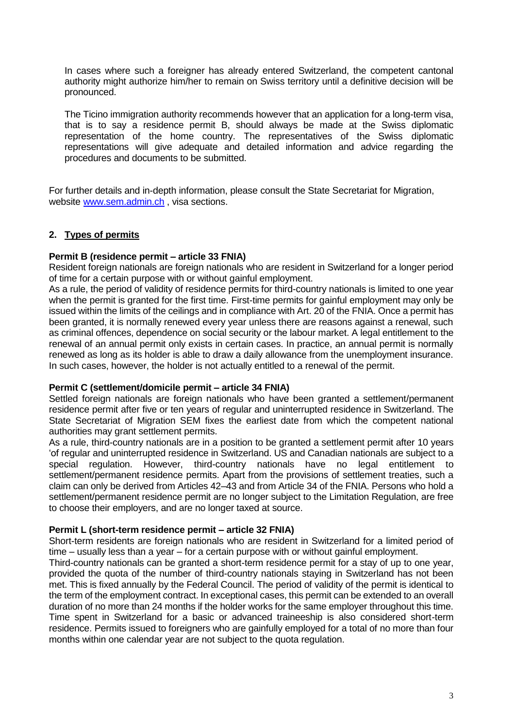In cases where such a foreigner has already entered Switzerland, the competent cantonal authority might authorize him/her to remain on Swiss territory until a definitive decision will be pronounced.

The Ticino immigration authority recommends however that an application for a long-term visa, that is to say a residence permit B, should always be made at the Swiss diplomatic representation of the home country. The representatives of the Swiss diplomatic representations will give adequate and detailed information and advice regarding the procedures and documents to be submitted.

For further details and in-depth information, please consult the State Secretariat for Migration, website [www.sem.admin.ch](http://www.sem.admin.ch) , visa sections.

## 2. Types of permits

**Permit B (residence permit – article 33 FNIA)**

Resident foreign nationals are foreign nationals who are resident in Switzerland for a longer period of time for a certain purpose with or without gainful employment.

As a rule, the period of validity of residence permits for third-country nationals is limited to one year when the permit is granted for the first time. First-time permits for gainful employment may only be issued within the limits of the ceilings and in compliance with Art. 20 of the FNIA. Once a permit has been granted, it is normally renewed every year unless there are reasons against a renewal, such as criminal offences, dependence on social security or the labour market. A legal entitlement to the renewal of an annual permit only exists in certain cases. In practice, an annual permit is normally renewed as long as its holder is able to draw a daily allowance from the unemployment insurance. In such cases, however, the holder is not actually entitled to a renewal of the permit.

**Permit C (settlement/domicile permit – article 34 FNIA)**

Settled foreign nationals are foreign nationals who have been granted a settlement/permanent residence permit after five or ten years of regular and uninterrupted residence in Switzerland. The State Secretariat of Migration SEM fixes the earliest date from which the competent national authorities may grant settlement permits.

As a rule, third-country nationals are in a position to be granted a settlement permit after 10 years 'of regular and uninterrupted residence in Switzerland. US and Canadian nationals are subject to a special regulation. However, third-country nationals have no legal entitlement to settlement/permanent residence permits. Apart from the provisions of settlement treaties, such a claim can only be derived from Articles 42–43 and from Article 34 of the FNIA. Persons who hold a settlement/permanent residence permit are no longer subject to the Limitation Regulation, are free to choose their employers, and are no longer taxed at source.

**Permit L (short-term residence permit – article 32 FNIA)**

Short-term residents are foreign nationals who are resident in Switzerland for a limited period of time – usually less than a year – for a certain purpose with or without gainful employment.

Third-country nationals can be granted a short-term residence permit for a stay of up to one year, provided the quota of the number of third-country nationals staying in Switzerland has not been met. This is fixed annually by the Federal Council. The period of validity of the permit is identical to the term of the employment contract. In exceptional cases, this permit can be extended to an overall duration of no more than 24 months if the holder works for the same employer throughout this time. Time spent in Switzerland for a basic or advanced traineeship is also considered short-term residence. Permits issued to foreigners who are gainfully employed for a total of no more than four months within one calendar year are not subject to the quota regulation.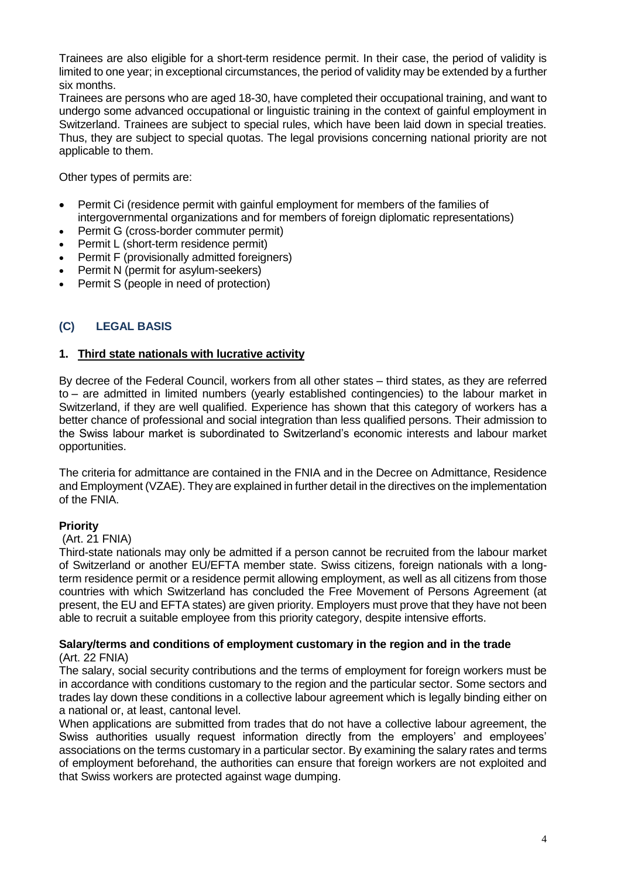Trainees are also eligible for a short-term residence permit. In their case, the period of validity is limited to one year; in exceptional circumstances, the period of validity may be extended by a further six months.

Trainees are persons who are aged 18-30, have completed their occupational training, and want to undergo some advanced occupational or linguistic training in the context of gainful employment in Switzerland. Trainees are subject to special rules, which have been laid down in special treaties. Thus, they are subject to special quotas. The legal provisions concerning national priority are not applicable to them.

Other types of permits are:

- Permit Ci (residence permit with gainful employment for members of the families of intergovernmental organizations and for members of foreign diplomatic representations)
- Permit G (cross-border commuter permit)
- Permit L (short-term residence permit)
- Permit F (provisionally admitted foreigners)
- Permit N (permit for asylum-seekers)
- Permit S (people in need of protection)

## (C) LEGAL BASIS

### 1. Third state nationals with lucrative activity

By decree of the Federal Council, workers from all other states – third states, as they are referred to – are admitted in limited numbers (yearly established contingencies) to the labour market in Switzerland, if they are well qualified. Experience has shown that this category of workers has a better chance of professional and social integration than less qualified persons. Their admission to the Swiss labour market is subordinated to Switzerland's economic interests and labour market opportunities.

The criteria for admittance are contained in the FNIA and in the Decree on Admittance, Residence and Employment (VZAE). They are explained in further detail in the directives on the implementation of the FNIA.

**Priority**

(Art. 21 FNIA)

Third-state nationals may only be admitted if a person cannot be recruited from the labour market of Switzerland or another EU/EFTA member state. Swiss citizens, foreign nationals with a long-term residence permit or a residence permit allowing employment, as well as all citizens from those countries with which Switzerland has concluded the Free Movement of Persons Agreement (at present, the EU and EFTA states) are given priority. Employers must prove that they have not been able to recruit a suitable employee from this priority category, despite intensive efforts.

**Salary/terms and conditions of employment customary in the region and in the trade**

(Art. 22 FNIA)

The salary, social security contributions and the terms of employment for foreign workers must be in accordance with conditions customary to the region and the particular sector. Some sectors and trades lay down these conditions in a collective labour agreement which is legally binding either on a national or, at least, cantonal level.

When applications are submitted from trades that do not have a collective labour agreement, the Swiss authorities usually request information directly from the employers' and employees' associations on the terms customary in a particular sector. By examining the salary rates and terms of employment beforehand, the authorities can ensure that foreign workers are not exploited and that Swiss workers are protected against wage dumping.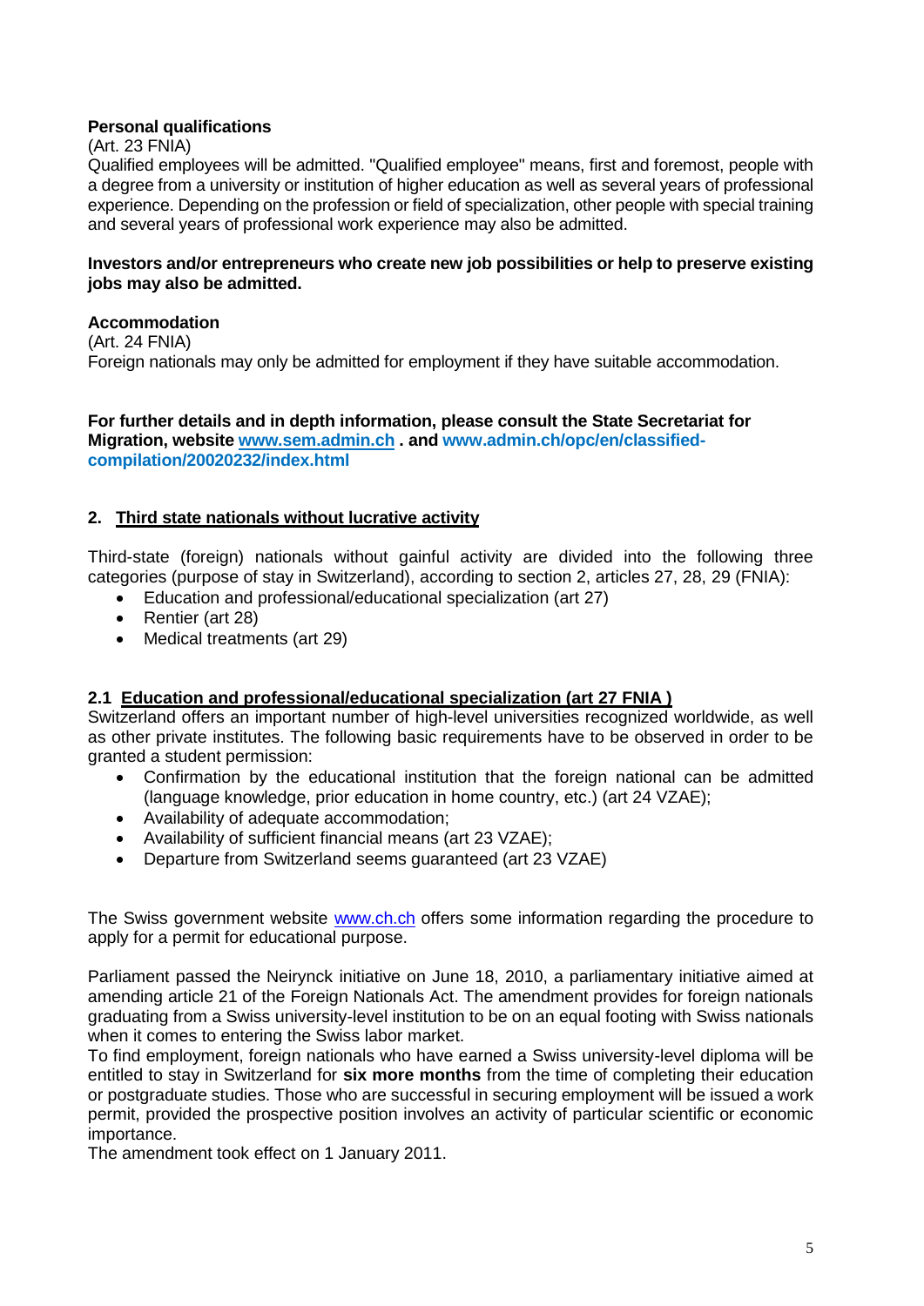**Personal qualifications**

(Art. 23 FNIA)

Qualified employees will be admitted. "Qualified employee" means, first and foremost, people with a degree from a university or institution of higher education as well as several years of professional experience. Depending on the profession or field of specialization, other people with special training and several years of professional work experience may also be admitted.

**Investors and/or entrepreneurs who create new job possibilities or help to preserve existing jobs may also be admitted.**

**Accommodation**

(Art. 24 FNIA)

Foreign nationals may only be admitted for employment if they have suitable accommodation.

**For further details and in depth information, please consult the State Secretariat for Migration, website www.sem.admin.ch . and www.admin.ch/opc/en/classified-compilation/20020232/index.html**

## 2. Third state nationals without lucrative activity

Third-state (foreign) nationals without gainful activity are divided into the following three categories (purpose of stay in Switzerland), according to section 2, articles 27, 28, 29 (FNIA):

- Education and professional/educational specialization (art 27)
- Rentier (art 28)
- Medical treatments (art 29)

### 2.1 Education and professional/educational specialization (art 27 FNIA )

Switzerland offers an important number of high-level universities recognized worldwide, as well as other private institutes. The following basic requirements have to be observed in order to be granted a student permission:

- Confirmation by the educational institution that the foreign national can be admitted (language knowledge, prior education in home country, etc.) (art 24 VZAE);
- Availability of adequate accommodation;
- Availability of sufficient financial means (art 23 VZAE);
- Departure from Switzerland seems guaranteed (art 23 VZAE)

The Swiss government website www.ch.ch offers some information regarding the procedure to apply for a permit for educational purpose.

Parliament passed the Neirynck initiative on June 18, 2010, a parliamentary initiative aimed at amending article 21 of the Foreign Nationals Act. The amendment provides for foreign nationals graduating from a Swiss university-level institution to be on an equal footing with Swiss nationals when it comes to entering the Swiss labor market.

To find employment, foreign nationals who have earned a Swiss university-level diploma will be entitled to stay in Switzerland for **six more months** from the time of completing their education or postgraduate studies. Those who are successful in securing employment will be issued a work permit, provided the prospective position involves an activity of particular scientific or economic importance.

The amendment took effect on 1 January 2011.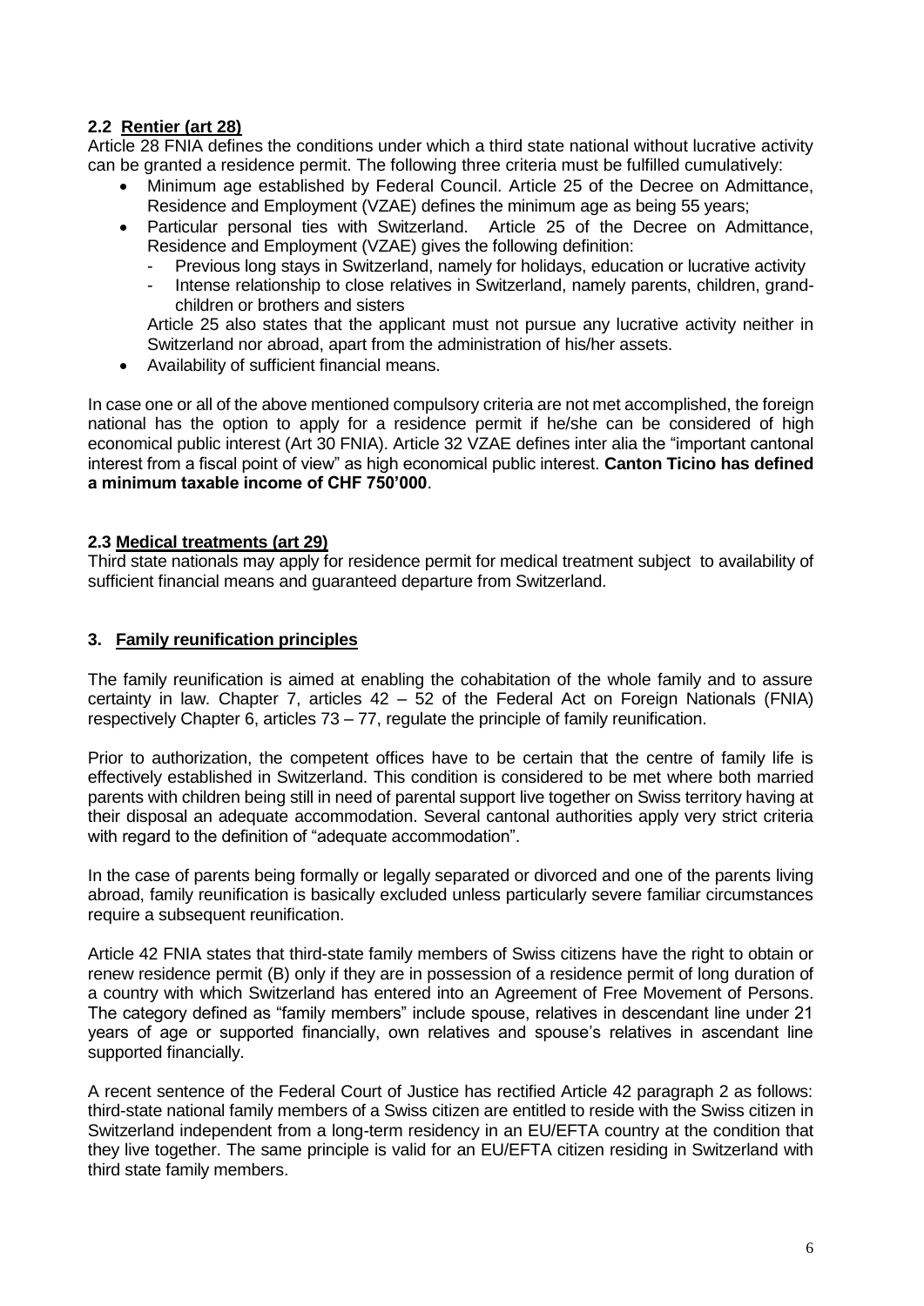### 2.2 Rentier (art 28)

Article 28 FNIA defines the conditions under which a third state national without lucrative activity can be granted a residence permit. The following three criteria must be fulfilled cumulatively:

- Minimum age established by Federal Council. Article 25 of the Decree on Admittance, Residence and Employment (VZAE) defines the minimum age as being 55 years;
- Particular personal ties with Switzerland. Article 25 of the Decree on Admittance, Residence and Employment (VZAE) gives the following definition:
  - Previous long stays in Switzerland, namely for holidays, education or lucrative activity
  - Intense relationship to close relatives in Switzerland, namely parents, children, grand-children or brothers and sisters

  Article 25 also states that the applicant must not pursue any lucrative activity neither in Switzerland nor abroad, apart from the administration of his/her assets.
- Availability of sufficient financial means.

In case one or all of the above mentioned compulsory criteria are not met accomplished, the foreign national has the option to apply for a residence permit if he/she can be considered of high economical public interest (Art 30 FNIA). Article 32 VZAE defines inter alia the "important cantonal interest from a fiscal point of view" as high economical public interest. **Canton Ticino has defined a minimum taxable income of CHF 750'000**.

### 2.3 Medical treatments (art 29)

Third state nationals may apply for residence permit for medical treatment subject to availability of sufficient financial means and guaranteed departure from Switzerland.

## 3. Family reunification principles

The family reunification is aimed at enabling the cohabitation of the whole family and to assure certainty in law. Chapter 7, articles 42 – 52 of the Federal Act on Foreign Nationals (FNIA) respectively Chapter 6, articles 73 – 77, regulate the principle of family reunification.

Prior to authorization, the competent offices have to be certain that the centre of family life is effectively established in Switzerland. This condition is considered to be met where both married parents with children being still in need of parental support live together on Swiss territory having at their disposal an adequate accommodation. Several cantonal authorities apply very strict criteria with regard to the definition of "adequate accommodation".

In the case of parents being formally or legally separated or divorced and one of the parents living abroad, family reunification is basically excluded unless particularly severe familiar circumstances require a subsequent reunification.

Article 42 FNIA states that third-state family members of Swiss citizens have the right to obtain or renew residence permit (B) only if they are in possession of a residence permit of long duration of a country with which Switzerland has entered into an Agreement of Free Movement of Persons. The category defined as "family members" include spouse, relatives in descendant line under 21 years of age or supported financially, own relatives and spouse's relatives in ascendant line supported financially.

A recent sentence of the Federal Court of Justice has rectified Article 42 paragraph 2 as follows: third-state national family members of a Swiss citizen are entitled to reside with the Swiss citizen in Switzerland independent from a long-term residency in an EU/EFTA country at the condition that they live together. The same principle is valid for an EU/EFTA citizen residing in Switzerland with third state family members.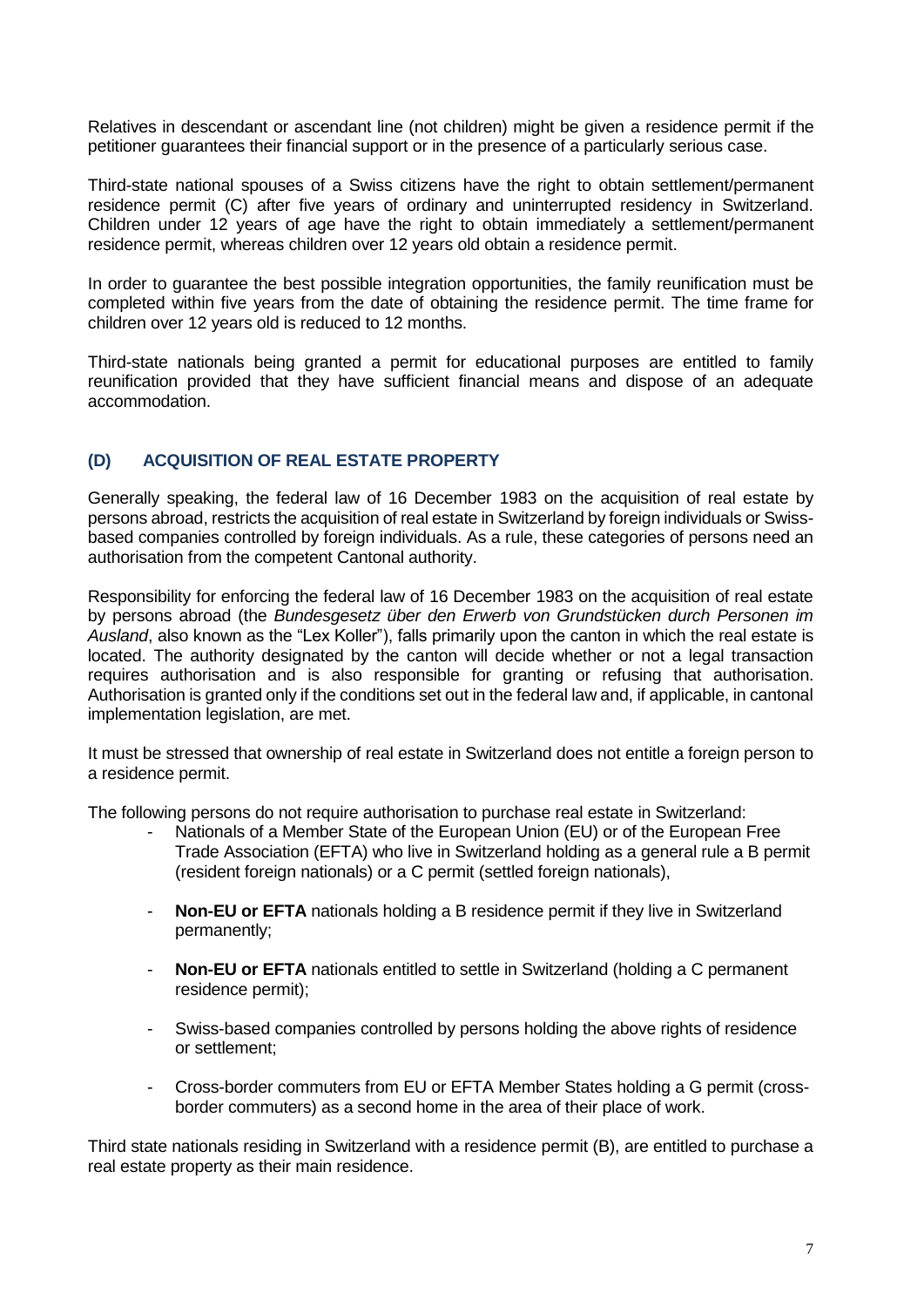Relatives in descendant or ascendant line (not children) might be given a residence permit if the petitioner guarantees their financial support or in the presence of a particularly serious case.

Third-state national spouses of a Swiss citizens have the right to obtain settlement/permanent residence permit (C) after five years of ordinary and uninterrupted residency in Switzerland. Children under 12 years of age have the right to obtain immediately a settlement/permanent residence permit, whereas children over 12 years old obtain a residence permit.

In order to guarantee the best possible integration opportunities, the family reunification must be completed within five years from the date of obtaining the residence permit. The time frame for children over 12 years old is reduced to 12 months.

Third-state nationals being granted a permit for educational purposes are entitled to family reunification provided that they have sufficient financial means and dispose of an adequate accommodation.

### (D) ACQUISITION OF REAL ESTATE PROPERTY

Generally speaking, the federal law of 16 December 1983 on the acquisition of real estate by persons abroad, restricts the acquisition of real estate in Switzerland by foreign individuals or Swiss-based companies controlled by foreign individuals. As a rule, these categories of persons need an authorisation from the competent Cantonal authority.

Responsibility for enforcing the federal law of 16 December 1983 on the acquisition of real estate by persons abroad (the *Bundesgesetz über den Erwerb von Grundstücken durch Personen im Ausland*, also known as the "Lex Koller"), falls primarily upon the canton in which the real estate is located. The authority designated by the canton will decide whether or not a legal transaction requires authorisation and is also responsible for granting or refusing that authorisation. Authorisation is granted only if the conditions set out in the federal law and, if applicable, in cantonal implementation legislation, are met.

It must be stressed that ownership of real estate in Switzerland does not entitle a foreign person to a residence permit.

The following persons do not require authorisation to purchase real estate in Switzerland:

- Nationals of a Member State of the European Union (EU) or of the European Free Trade Association (EFTA) who live in Switzerland holding as a general rule a B permit (resident foreign nationals) or a C permit (settled foreign nationals),
- **Non-EU or EFTA** nationals holding a B residence permit if they live in Switzerland permanently;
- **Non-EU or EFTA** nationals entitled to settle in Switzerland (holding a C permanent residence permit);
- Swiss-based companies controlled by persons holding the above rights of residence or settlement;
- Cross-border commuters from EU or EFTA Member States holding a G permit (cross-border commuters) as a second home in the area of their place of work.

Third state nationals residing in Switzerland with a residence permit (B), are entitled to purchase a real estate property as their main residence.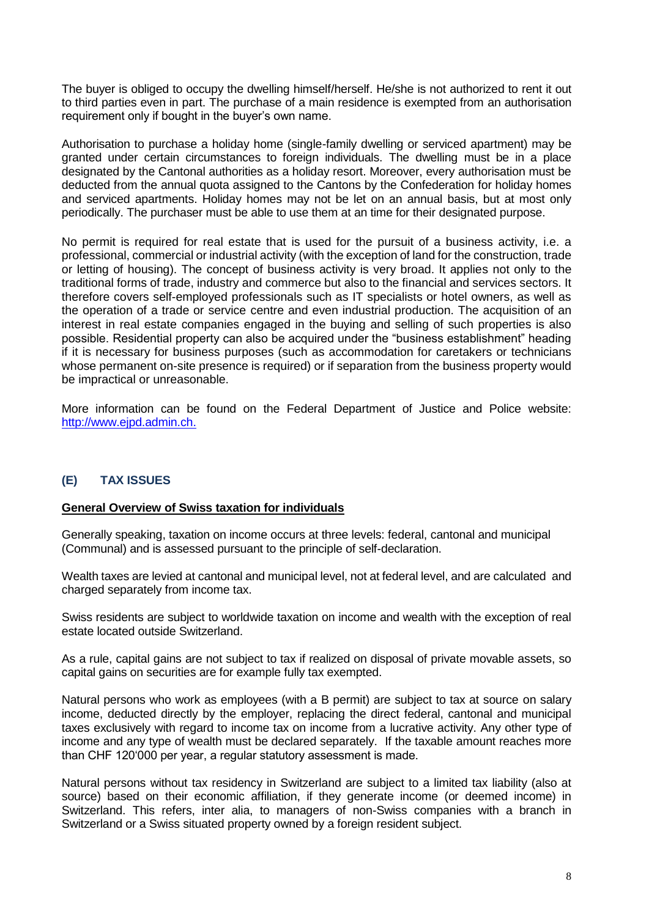The buyer is obliged to occupy the dwelling himself/herself. He/she is not authorized to rent it out to third parties even in part. The purchase of a main residence is exempted from an authorisation requirement only if bought in the buyer's own name.

Authorisation to purchase a holiday home (single-family dwelling or serviced apartment) may be granted under certain circumstances to foreign individuals. The dwelling must be in a place designated by the Cantonal authorities as a holiday resort. Moreover, every authorisation must be deducted from the annual quota assigned to the Cantons by the Confederation for holiday homes and serviced apartments. Holiday homes may not be let on an annual basis, but at most only periodically. The purchaser must be able to use them at an time for their designated purpose.

No permit is required for real estate that is used for the pursuit of a business activity, i.e. a professional, commercial or industrial activity (with the exception of land for the construction, trade or letting of housing). The concept of business activity is very broad. It applies not only to the traditional forms of trade, industry and commerce but also to the financial and services sectors. It therefore covers self-employed professionals such as IT specialists or hotel owners, as well as the operation of a trade or service centre and even industrial production. The acquisition of an interest in real estate companies engaged in the buying and selling of such properties is also possible. Residential property can also be acquired under the "business establishment" heading if it is necessary for business purposes (such as accommodation for caretakers or technicians whose permanent on-site presence is required) or if separation from the business property would be impractical or unreasonable.

More information can be found on the Federal Department of Justice and Police website: [http://www.ejpd.admin.ch.](http://www.ejpd.admin.ch.)

## (E) TAX ISSUES

**General Overview of Swiss taxation for individuals**

Generally speaking, taxation on income occurs at three levels: federal, cantonal and municipal (Communal) and is assessed pursuant to the principle of self-declaration.

Wealth taxes are levied at cantonal and municipal level, not at federal level, and are calculated and charged separately from income tax.

Swiss residents are subject to worldwide taxation on income and wealth with the exception of real estate located outside Switzerland.

As a rule, capital gains are not subject to tax if realized on disposal of private movable assets, so capital gains on securities are for example fully tax exempted.

Natural persons who work as employees (with a B permit) are subject to tax at source on salary income, deducted directly by the employer, replacing the direct federal, cantonal and municipal taxes exclusively with regard to income tax on income from a lucrative activity. Any other type of income and any type of wealth must be declared separately. If the taxable amount reaches more than CHF 120'000 per year, a regular statutory assessment is made.

Natural persons without tax residency in Switzerland are subject to a limited tax liability (also at source) based on their economic affiliation, if they generate income (or deemed income) in Switzerland. This refers, inter alia, to managers of non-Swiss companies with a branch in Switzerland or a Swiss situated property owned by a foreign resident subject.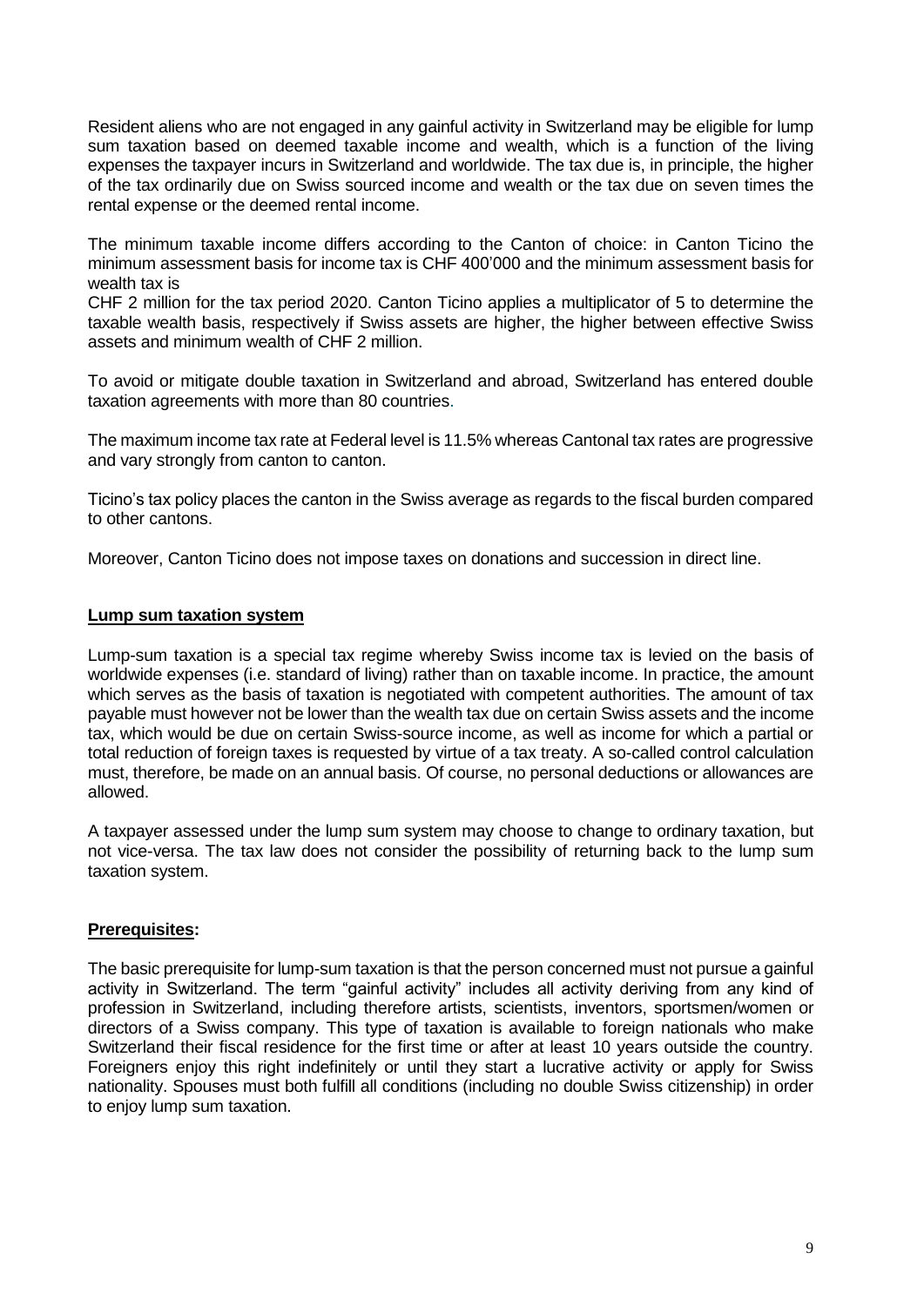Resident aliens who are not engaged in any gainful activity in Switzerland may be eligible for lump sum taxation based on deemed taxable income and wealth, which is a function of the living expenses the taxpayer incurs in Switzerland and worldwide. The tax due is, in principle, the higher of the tax ordinarily due on Swiss sourced income and wealth or the tax due on seven times the rental expense or the deemed rental income.

The minimum taxable income differs according to the Canton of choice: in Canton Ticino the minimum assessment basis for income tax is CHF 400'000 and the minimum assessment basis for wealth tax is
CHF 2 million for the tax period 2020. Canton Ticino applies a multiplicator of 5 to determine the taxable wealth basis, respectively if Swiss assets are higher, the higher between effective Swiss assets and minimum wealth of CHF 2 million.

To avoid or mitigate double taxation in Switzerland and abroad, Switzerland has entered double taxation agreements with more than 80 countries.

The maximum income tax rate at Federal level is 11.5% whereas Cantonal tax rates are progressive and vary strongly from canton to canton.

Ticino's tax policy places the canton in the Swiss average as regards to the fiscal burden compared to other cantons.

Moreover, Canton Ticino does not impose taxes on donations and succession in direct line.

## Lump sum taxation system

Lump-sum taxation is a special tax regime whereby Swiss income tax is levied on the basis of worldwide expenses (i.e. standard of living) rather than on taxable income. In practice, the amount which serves as the basis of taxation is negotiated with competent authorities. The amount of tax payable must however not be lower than the wealth tax due on certain Swiss assets and the income tax, which would be due on certain Swiss-source income, as well as income for which a partial or total reduction of foreign taxes is requested by virtue of a tax treaty. A so-called control calculation must, therefore, be made on an annual basis. Of course, no personal deductions or allowances are allowed.

A taxpayer assessed under the lump sum system may choose to change to ordinary taxation, but not vice-versa. The tax law does not consider the possibility of returning back to the lump sum taxation system.

## Prerequisites:

The basic prerequisite for lump-sum taxation is that the person concerned must not pursue a gainful activity in Switzerland. The term "gainful activity" includes all activity deriving from any kind of profession in Switzerland, including therefore artists, scientists, inventors, sportsmen/women or directors of a Swiss company. This type of taxation is available to foreign nationals who make Switzerland their fiscal residence for the first time or after at least 10 years outside the country. Foreigners enjoy this right indefinitely or until they start a lucrative activity or apply for Swiss nationality. Spouses must both fulfill all conditions (including no double Swiss citizenship) in order to enjoy lump sum taxation.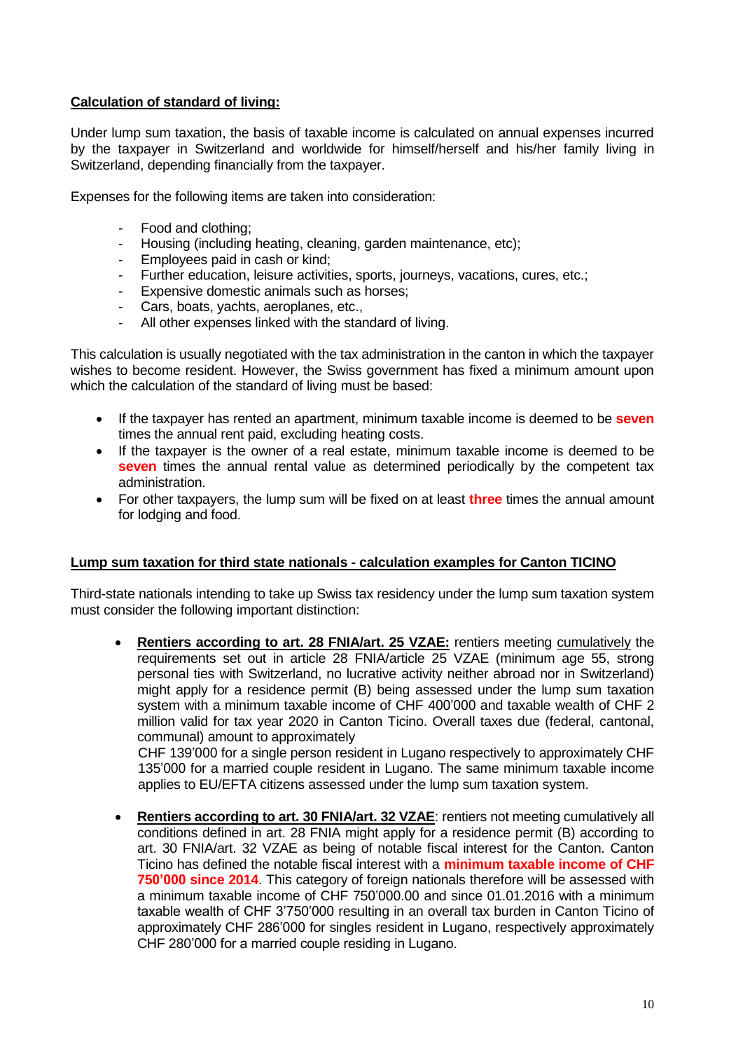**Calculation of standard of living:**

Under lump sum taxation, the basis of taxable income is calculated on annual expenses incurred by the taxpayer in Switzerland and worldwide for himself/herself and his/her family living in Switzerland, depending financially from the taxpayer.

Expenses for the following items are taken into consideration:

- Food and clothing;
- Housing (including heating, cleaning, garden maintenance, etc);
- Employees paid in cash or kind;
- Further education, leisure activities, sports, journeys, vacations, cures, etc.;
- Expensive domestic animals such as horses;
- Cars, boats, yachts, aeroplanes, etc.,
- All other expenses linked with the standard of living.

This calculation is usually negotiated with the tax administration in the canton in which the taxpayer wishes to become resident. However, the Swiss government has fixed a minimum amount upon which the calculation of the standard of living must be based:

- If the taxpayer has rented an apartment, minimum taxable income is deemed to be **seven** times the annual rent paid, excluding heating costs.
- If the taxpayer is the owner of a real estate, minimum taxable income is deemed to be **seven** times the annual rental value as determined periodically by the competent tax administration.
- For other taxpayers, the lump sum will be fixed on at least **three** times the annual amount for lodging and food.

**Lump sum taxation for third state nationals - calculation examples for Canton TICINO**

Third-state nationals intending to take up Swiss tax residency under the lump sum taxation system must consider the following important distinction:

- **Rentiers according to art. 28 FNIA/art. 25 VZAE:** rentiers meeting cumulatively the requirements set out in article 28 FNIA/article 25 VZAE (minimum age 55, strong personal ties with Switzerland, no lucrative activity neither abroad nor in Switzerland) might apply for a residence permit (B) being assessed under the lump sum taxation system with a minimum taxable income of CHF 400'000 and taxable wealth of CHF 2 million valid for tax year 2020 in Canton Ticino. Overall taxes due (federal, cantonal, communal) amount to approximately CHF 139'000 for a single person resident in Lugano respectively to approximately CHF 135'000 for a married couple resident in Lugano. The same minimum taxable income applies to EU/EFTA citizens assessed under the lump sum taxation system.

- **Rentiers according to art. 30 FNIA/art. 32 VZAE**: rentiers not meeting cumulatively all conditions defined in art. 28 FNIA might apply for a residence permit (B) according to art. 30 FNIA/art. 32 VZAE as being of notable fiscal interest for the Canton. Canton Ticino has defined the notable fiscal interest with a **minimum taxable income of CHF 750'000 since 2014**. This category of foreign nationals therefore will be assessed with a minimum taxable income of CHF 750'000.00 and since 01.01.2016 with a minimum taxable wealth of CHF 3'750'000 resulting in an overall tax burden in Canton Ticino of approximately CHF 286'000 for singles resident in Lugano, respectively approximately CHF 280'000 for a married couple residing in Lugano.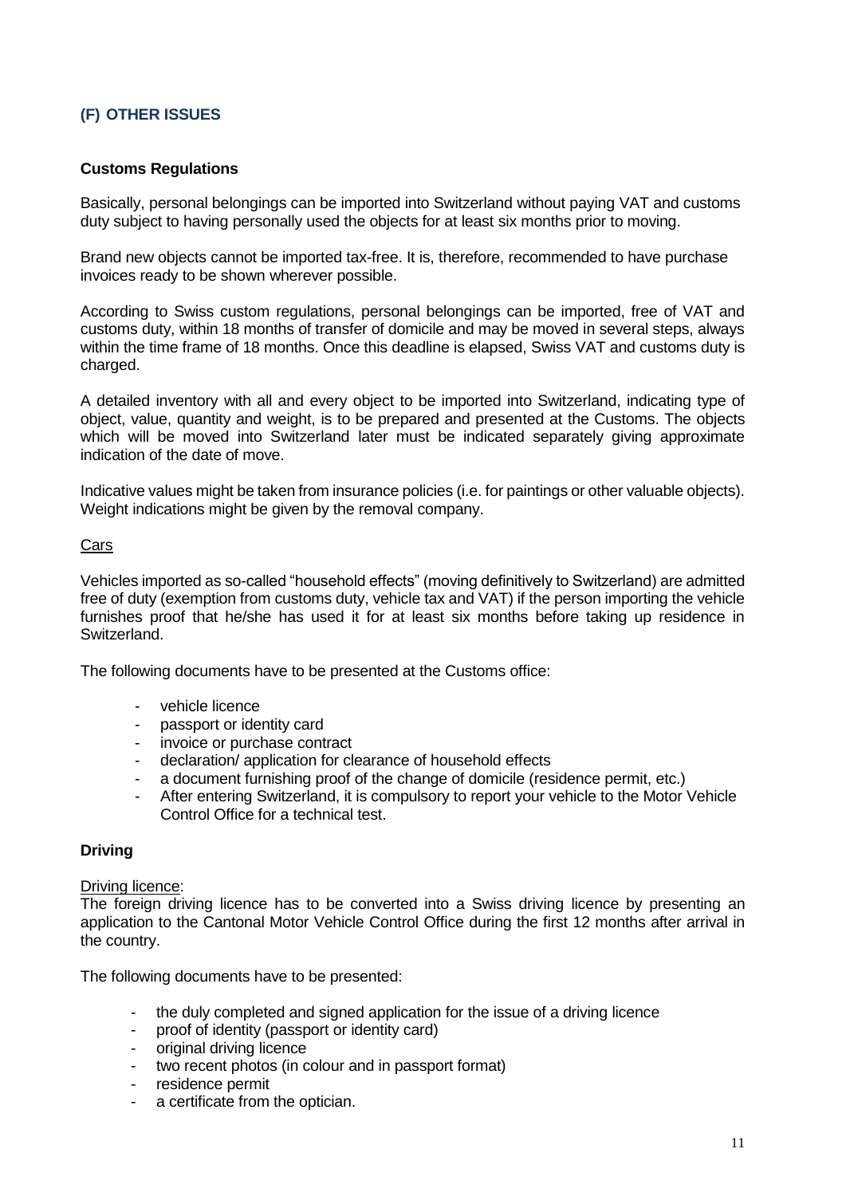## (F) OTHER ISSUES

### Customs Regulations

Basically, personal belongings can be imported into Switzerland without paying VAT and customs duty subject to having personally used the objects for at least six months prior to moving.

Brand new objects cannot be imported tax-free. It is, therefore, recommended to have purchase invoices ready to be shown wherever possible.

According to Swiss custom regulations, personal belongings can be imported, free of VAT and customs duty, within 18 months of transfer of domicile and may be moved in several steps, always within the time frame of 18 months. Once this deadline is elapsed, Swiss VAT and customs duty is charged.

A detailed inventory with all and every object to be imported into Switzerland, indicating type of object, value, quantity and weight, is to be prepared and presented at the Customs. The objects which will be moved into Switzerland later must be indicated separately giving approximate indication of the date of move.

Indicative values might be taken from insurance policies (i.e. for paintings or other valuable objects). Weight indications might be given by the removal company.

Cars

Vehicles imported as so-called "household effects" (moving definitively to Switzerland) are admitted free of duty (exemption from customs duty, vehicle tax and VAT) if the person importing the vehicle furnishes proof that he/she has used it for at least six months before taking up residence in Switzerland.

The following documents have to be presented at the Customs office:

- vehicle licence
- passport or identity card
- invoice or purchase contract
- declaration/ application for clearance of household effects
- a document furnishing proof of the change of domicile (residence permit, etc.)
- After entering Switzerland, it is compulsory to report your vehicle to the Motor Vehicle Control Office for a technical test.

### Driving

Driving licence:
The foreign driving licence has to be converted into a Swiss driving licence by presenting an application to the Cantonal Motor Vehicle Control Office during the first 12 months after arrival in the country.

The following documents have to be presented:

- the duly completed and signed application for the issue of a driving licence
- proof of identity (passport or identity card)
- original driving licence
- two recent photos (in colour and in passport format)
- residence permit
- a certificate from the optician.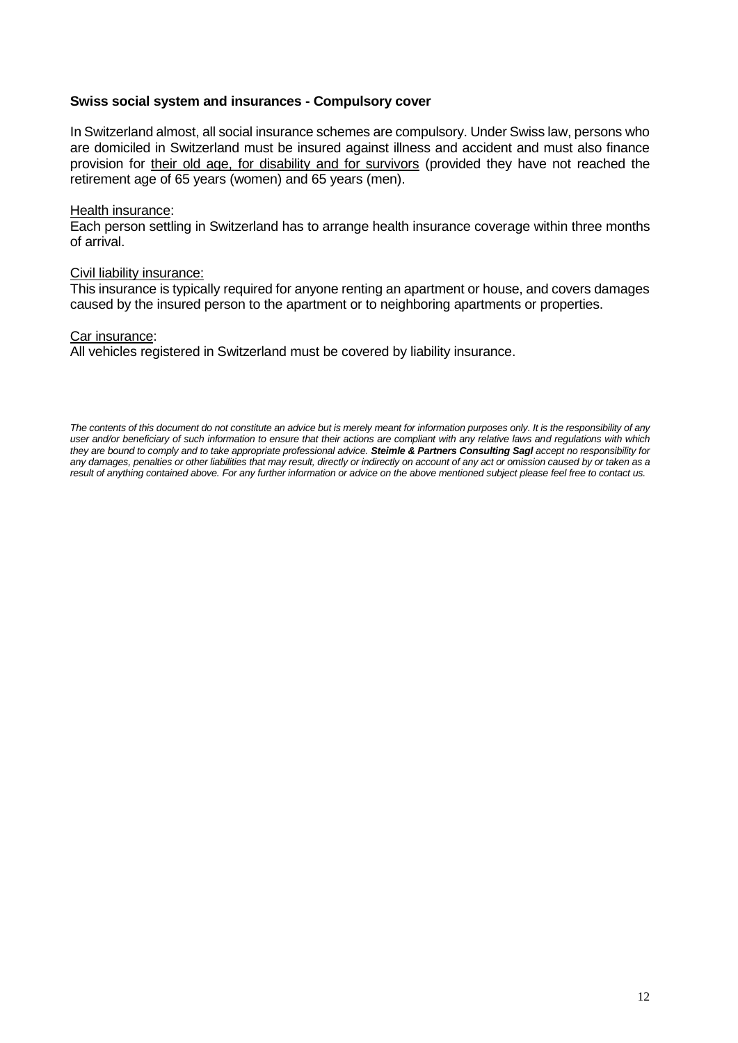**Swiss social system and insurances - Compulsory cover**

In Switzerland almost, all social insurance schemes are compulsory. Under Swiss law, persons who are domiciled in Switzerland must be insured against illness and accident and must also finance provision for their old age, for disability and for survivors (provided they have not reached the retirement age of 65 years (women) and 65 years (men).

Health insurance:
Each person settling in Switzerland has to arrange health insurance coverage within three months of arrival.

Civil liability insurance:
This insurance is typically required for anyone renting an apartment or house, and covers damages caused by the insured person to the apartment or to neighboring apartments or properties.

Car insurance:
All vehicles registered in Switzerland must be covered by liability insurance.

*The contents of this document do not constitute an advice but is merely meant for information purposes only. It is the responsibility of any user and/or beneficiary of such information to ensure that their actions are compliant with any relative laws and regulations with which they are bound to comply and to take appropriate professional advice.* ***Steimle & Partners Consulting Sagl*** *accept no responsibility for any damages, penalties or other liabilities that may result, directly or indirectly on account of any act or omission caused by or taken as a result of anything contained above. For any further information or advice on the above mentioned subject please feel free to contact us.*